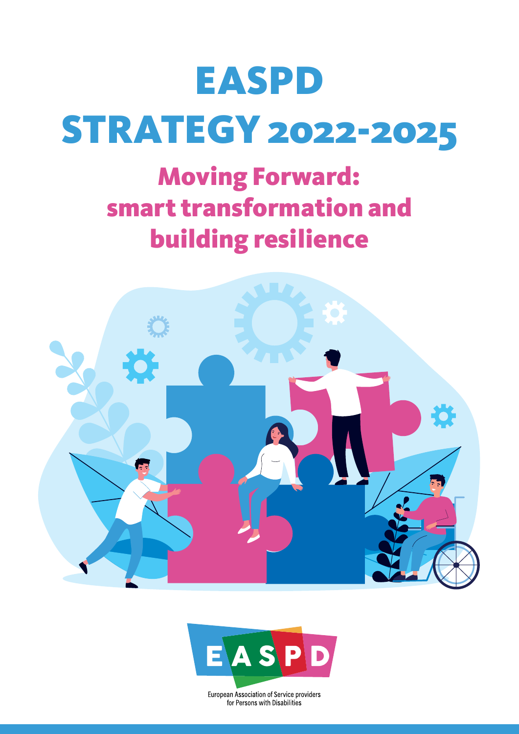# EASPD STRATEGY 2022-2025

## Moving Forward: smart transformation and building resilience

EASPD

European Association of Service providers for Persons with Disabilities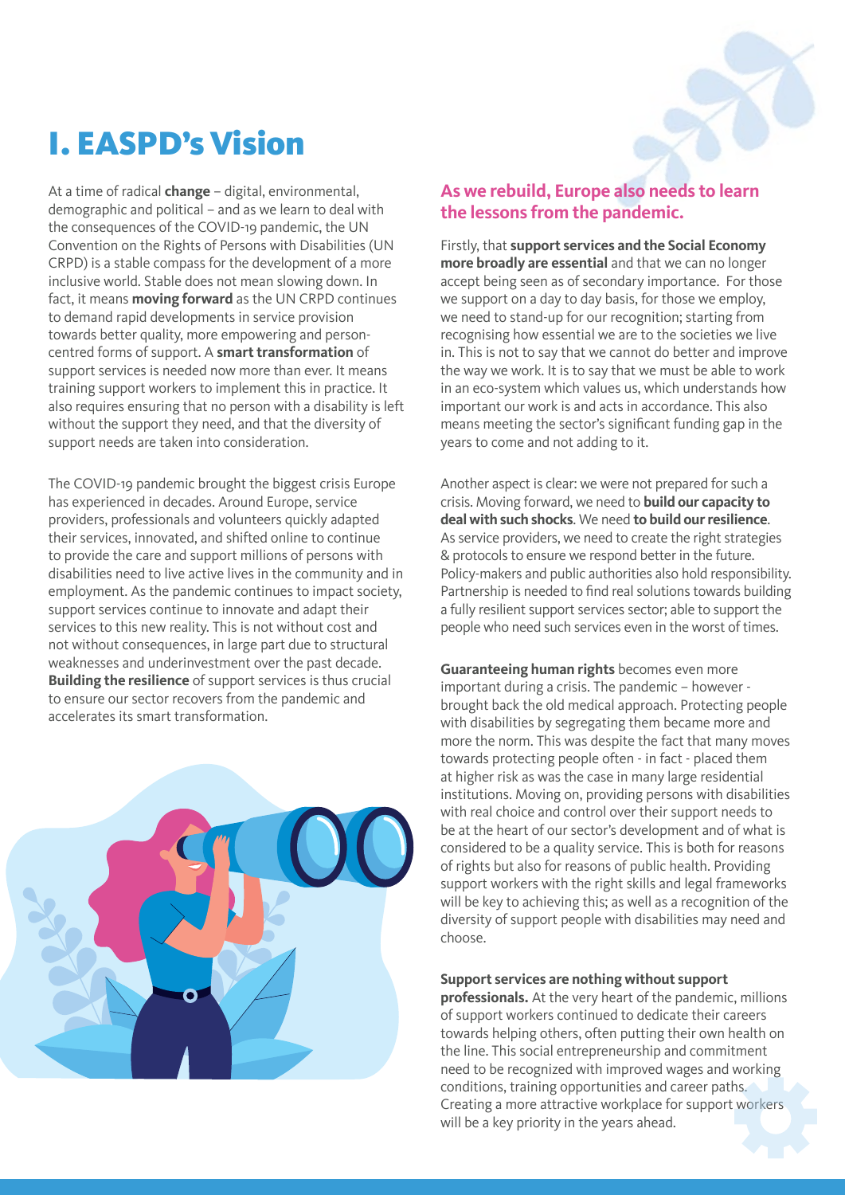# I. EASPD's Vision

At a time of radical **change** – digital, environmental, demographic and political – and as we learn to deal with the consequences of the COVID-19 pandemic, the UN Convention on the Rights of Persons with Disabilities (UN CRPD) is a stable compass for the development of a more inclusive world. Stable does not mean slowing down. In fact, it means **moving forward** as the UN CRPD continues to demand rapid developments in service provision towards better quality, more empowering and person-centred forms of support. A **smart transformation** of support services is needed now more than ever. It means training support workers to implement this in practice. It also requires ensuring that no person with a disability is left without the support they need, and that the diversity of support needs are taken into consideration.

The COVID-19 pandemic brought the biggest crisis Europe has experienced in decades. Around Europe, service providers, professionals and volunteers quickly adapted their services, innovated, and shifted online to continue to provide the care and support millions of persons with disabilities need to live active lives in the community and in employment. As the pandemic continues to impact society, support services continue to innovate and adapt their services to this new reality. This is not without cost and not without consequences, in large part due to structural weaknesses and underinvestment over the past decade. **Building the resilience** of support services is thus crucial to ensure our sector recovers from the pandemic and accelerates its smart transformation.

## As we rebuild, Europe also needs to learn the lessons from the pandemic.

Firstly, that **support services and the Social Economy more broadly are essential** and that we can no longer accept being seen as of secondary importance. For those we support on a day to day basis, for those we employ, we need to stand-up for our recognition; starting from recognising how essential we are to the societies we live in. This is not to say that we cannot do better and improve the way we work. It is to say that we must be able to work in an eco-system which values us, which understands how important our work is and acts in accordance. This also means meeting the sector's significant funding gap in the years to come and not adding to it.

Another aspect is clear: we were not prepared for such a crisis. Moving forward, we need to **build our capacity to deal with such shocks**. We need **to build our resilience**. As service providers, we need to create the right strategies & protocols to ensure we respond better in the future. Policy-makers and public authorities also hold responsibility. Partnership is needed to find real solutions towards building a fully resilient support services sector; able to support the people who need such services even in the worst of times.

**Guaranteeing human rights** becomes even more important during a crisis. The pandemic – however - brought back the old medical approach. Protecting people with disabilities by segregating them became more and more the norm. This was despite the fact that many moves towards protecting people often - in fact - placed them at higher risk as was the case in many large residential institutions. Moving on, providing persons with disabilities with real choice and control over their support needs to be at the heart of our sector's development and of what is considered to be a quality service. This is both for reasons of rights but also for reasons of public health. Providing support workers with the right skills and legal frameworks will be key to achieving this; as well as a recognition of the diversity of support people with disabilities may need and choose.

**Support services are nothing without support professionals.** At the very heart of the pandemic, millions of support workers continued to dedicate their careers towards helping others, often putting their own health on the line. This social entrepreneurship and commitment need to be recognized with improved wages and working conditions, training opportunities and career paths. Creating a more attractive workplace for support workers will be a key priority in the years ahead.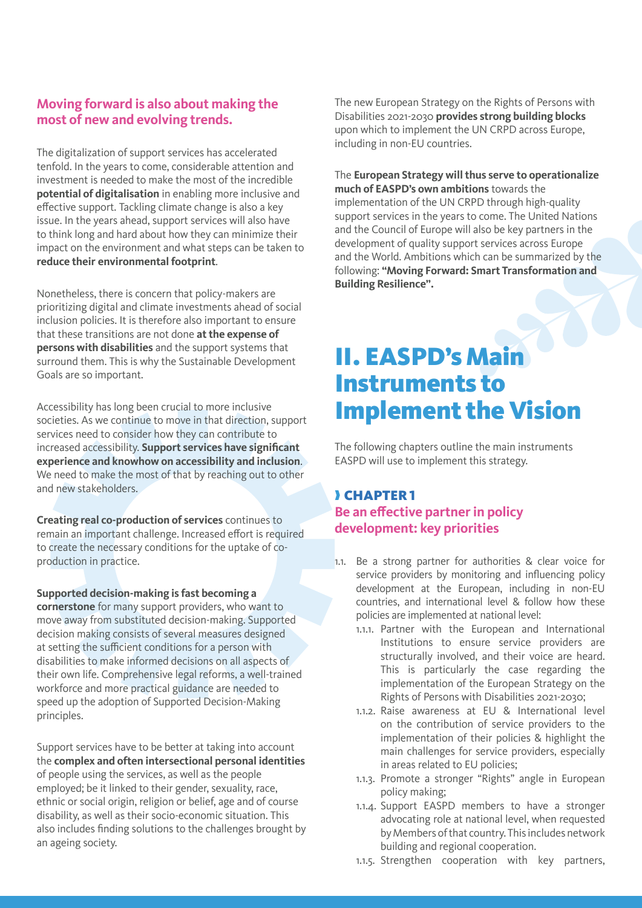### Moving forward is also about making the most of new and evolving trends.

The digitalization of support services has accelerated tenfold. In the years to come, considerable attention and investment is needed to make the most of the incredible **potential of digitalisation** in enabling more inclusive and effective support. Tackling climate change is also a key issue. In the years ahead, support services will also have to think long and hard about how they can minimize their impact on the environment and what steps can be taken to **reduce their environmental footprint**.

Nonetheless, there is concern that policy-makers are prioritizing digital and climate investments ahead of social inclusion policies. It is therefore also important to ensure that these transitions are not done **at the expense of persons with disabilities** and the support systems that surround them. This is why the Sustainable Development Goals are so important.

Accessibility has long been crucial to more inclusive societies. As we continue to move in that direction, support services need to consider how they can contribute to increased accessibility. **Support services have significant experience and knowhow on accessibility and inclusion**. We need to make the most of that by reaching out to other and new stakeholders.

**Creating real co-production of services** continues to remain an important challenge. Increased effort is required to create the necessary conditions for the uptake of co-production in practice.

**Supported decision-making is fast becoming a cornerstone** for many support providers, who want to move away from substituted decision-making. Supported decision making consists of several measures designed at setting the sufficient conditions for a person with disabilities to make informed decisions on all aspects of their own life. Comprehensive legal reforms, a well-trained workforce and more practical guidance are needed to speed up the adoption of Supported Decision-Making principles.

Support services have to be better at taking into account the **complex and often intersectional personal identities** of people using the services, as well as the people employed; be it linked to their gender, sexuality, race, ethnic or social origin, religion or belief, age and of course disability, as well as their socio-economic situation. This also includes finding solutions to the challenges brought by an ageing society.

The new European Strategy on the Rights of Persons with Disabilities 2021-2030 **provides strong building blocks** upon which to implement the UN CRPD across Europe, including in non-EU countries.

The **European Strategy will thus serve to operationalize much of EASPD's own ambitions** towards the implementation of the UN CRPD through high-quality support services in the years to come. The United Nations and the Council of Europe will also be key partners in the development of quality support services across Europe and the World. Ambitions which can be summarized by the following: **"Moving Forward: Smart Transformation and Building Resilience".**

# II. EASPD's Main Instruments to Implement the Vision

The following chapters outline the main instruments EASPD will use to implement this strategy.

## CHAPTER 1
### Be an effective partner in policy development: key priorities

1.1. Be a strong partner for authorities & clear voice for service providers by monitoring and influencing policy development at the European, including in non-EU countries, and international level & follow how these policies are implemented at national level:
   - 1.1.1. Partner with the European and International Institutions to ensure service providers are structurally involved, and their voice are heard. This is particularly the case regarding the implementation of the European Strategy on the Rights of Persons with Disabilities 2021-2030;
   - 1.1.2. Raise awareness at EU & International level on the contribution of service providers to the implementation of their policies & highlight the main challenges for service providers, especially in areas related to EU policies;
   - 1.1.3. Promote a stronger "Rights" angle in European policy making;
   - 1.1.4. Support EASPD members to have a stronger advocating role at national level, when requested by Members of that country. This includes network building and regional cooperation.
   - 1.1.5. Strengthen cooperation with key partners,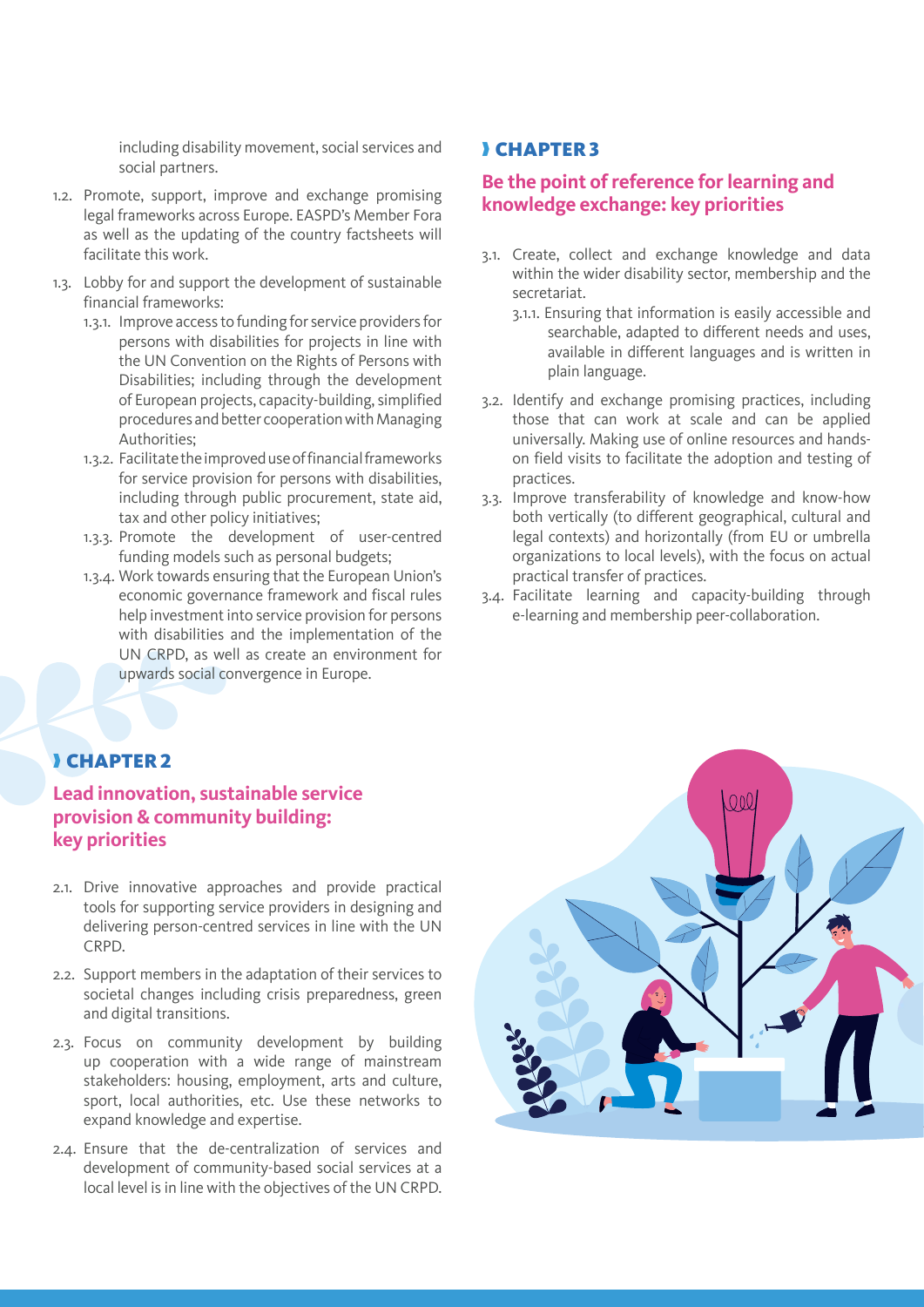including disability movement, social services and social partners.

1.2. Promote, support, improve and exchange promising legal frameworks across Europe. EASPD's Member Fora as well as the updating of the country factsheets will facilitate this work.

1.3. Lobby for and support the development of sustainable financial frameworks:

   1.3.1. Improve access to funding for service providers for persons with disabilities for projects in line with the UN Convention on the Rights of Persons with Disabilities; including through the development of European projects, capacity-building, simplified procedures and better cooperation with Managing Authorities;

   1.3.2. Facilitate the improved use of financial frameworks for service provision for persons with disabilities, including through public procurement, state aid, tax and other policy initiatives;

   1.3.3. Promote the development of user-centred funding models such as personal budgets;

   1.3.4. Work towards ensuring that the European Union's economic governance framework and fiscal rules help investment into service provision for persons with disabilities and the implementation of the UN CRPD, as well as create an environment for upwards social convergence in Europe.

## CHAPTER 2

### Lead innovation, sustainable service provision & community building: key priorities

2.1. Drive innovative approaches and provide practical tools for supporting service providers in designing and delivering person-centred services in line with the UN CRPD.

2.2. Support members in the adaptation of their services to societal changes including crisis preparedness, green and digital transitions.

2.3. Focus on community development by building up cooperation with a wide range of mainstream stakeholders: housing, employment, arts and culture, sport, local authorities, etc. Use these networks to expand knowledge and expertise.

2.4. Ensure that the de-centralization of services and development of community-based social services at a local level is in line with the objectives of the UN CRPD.

## CHAPTER 3

### Be the point of reference for learning and knowledge exchange: key priorities

3.1. Create, collect and exchange knowledge and data within the wider disability sector, membership and the secretariat.

   3.1.1. Ensuring that information is easily accessible and searchable, adapted to different needs and uses, available in different languages and is written in plain language.

3.2. Identify and exchange promising practices, including those that can work at scale and can be applied universally. Making use of online resources and hands-on field visits to facilitate the adoption and testing of practices.

3.3. Improve transferability of knowledge and know-how both vertically (to different geographical, cultural and legal contexts) and horizontally (from EU or umbrella organizations to local levels), with the focus on actual practical transfer of practices.

3.4. Facilitate learning and capacity-building through e-learning and membership peer-collaboration.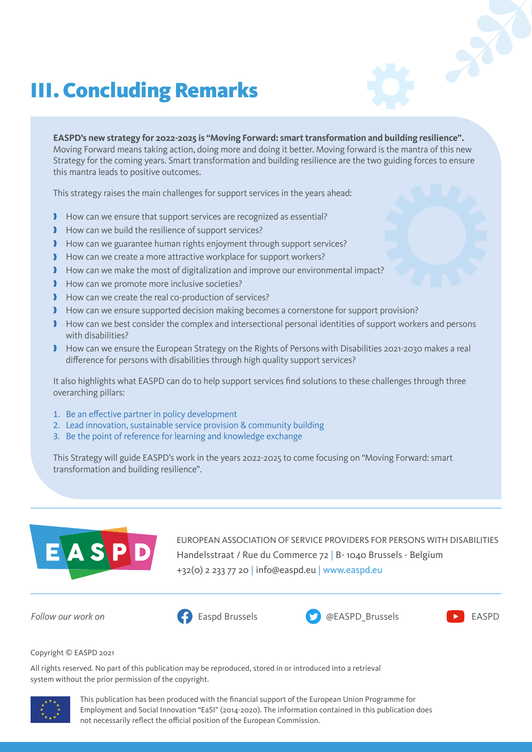# III. Concluding Remarks

**EASPD's new strategy for 2022-2025 is "Moving Forward: smart transformation and building resilience".** Moving Forward means taking action, doing more and doing it better. Moving forward is the mantra of this new Strategy for the coming years. Smart transformation and building resilience are the two guiding forces to ensure this mantra leads to positive outcomes.

This strategy raises the main challenges for support services in the years ahead:

- How can we ensure that support services are recognized as essential?
- How can we build the resilience of support services?
- How can we guarantee human rights enjoyment through support services?
- How can we create a more attractive workplace for support workers?
- How can we make the most of digitalization and improve our environmental impact?
- How can we promote more inclusive societies?
- How can we create the real co-production of services?
- How can we ensure supported decision making becomes a cornerstone for support provision?
- How can we best consider the complex and intersectional personal identities of support workers and persons with disabilities?
- How can we ensure the European Strategy on the Rights of Persons with Disabilities 2021-2030 makes a real difference for persons with disabilities through high quality support services?

It also highlights what EASPD can do to help support services find solutions to these challenges through three overarching pillars:

1. Be an effective partner in policy development
2. Lead innovation, sustainable service provision & community building
3. Be the point of reference for learning and knowledge exchange

This Strategy will guide EASPD's work in the years 2022-2025 to come focusing on "Moving Forward: smart transformation and building resilience".

EASPD

EUROPEAN ASSOCIATION OF SERVICE PROVIDERS FOR PERSONS WITH DISABILITIES
Handelsstraat / Rue du Commerce 72 | B- 1040 Brussels - Belgium
+32(0) 2 233 77 20 | info@easpd.eu | www.easpd.eu

*Follow our work on* Easpd Brussels @EASPD_Brussels EASPD

Copyright © EASPD 2021

All rights reserved. No part of this publication may be reproduced, stored in or introduced into a retrieval system without the prior permission of the copyright.

This publication has been produced with the financial support of the European Union Programme for Employment and Social Innovation "EaSI" (2014-2020). The information contained in this publication does not necessarily reflect the official position of the European Commission.